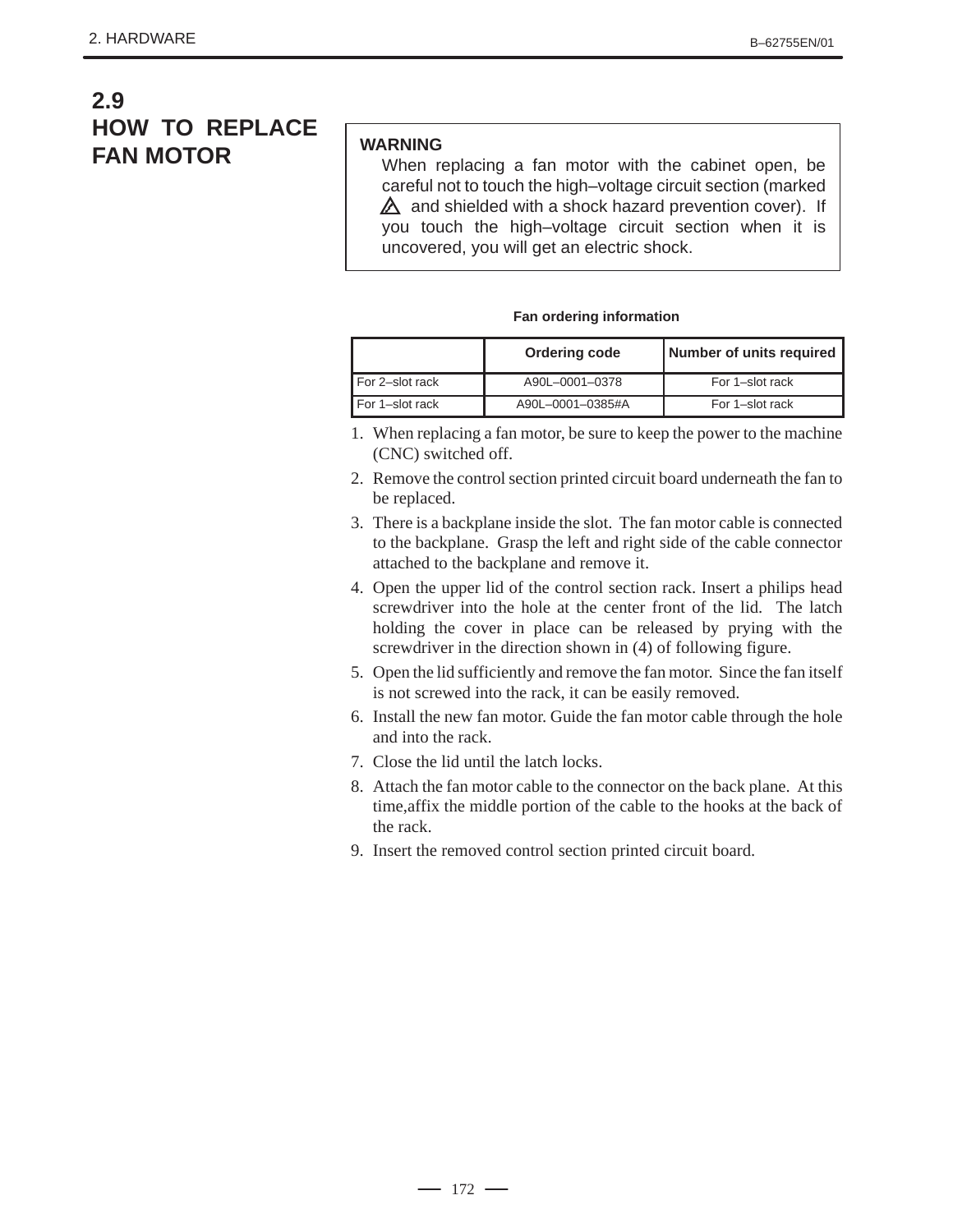## 2.9 HOW TO REPLACE FAN MOTOR

**WARNING**

When replacing a fan motor with the cabinet open, be careful not to touch the high–voltage circuit section (marked ⚠ and shielded with a shock hazard prevention cover). If you touch the high–voltage circuit section when it is uncovered, you will get an electric shock.

**Fan ordering information**

| | Ordering code | Number of units required |
|---|---|---|
| For 2–slot rack | A90L–0001–0378 | For 1–slot rack |
| For 1–slot rack | A90L–0001–0385#A | For 1–slot rack |

1. When replacing a fan motor, be sure to keep the power to the machine (CNC) switched off.
2. Remove the control section printed circuit board underneath the fan to be replaced.
3. There is a backplane inside the slot. The fan motor cable is connected to the backplane. Grasp the left and right side of the cable connector attached to the backplane and remove it.
4. Open the upper lid of the control section rack. Insert a philips head screwdriver into the hole at the center front of the lid. The latch holding the cover in place can be released by prying with the screwdriver in the direction shown in (4) of following figure.
5. Open the lid sufficiently and remove the fan motor. Since the fan itself is not screwed into the rack, it can be easily removed.
6. Install the new fan motor. Guide the fan motor cable through the hole and into the rack.
7. Close the lid until the latch locks.
8. Attach the fan motor cable to the connector on the back plane. At this time,affix the middle portion of the cable to the hooks at the back of the rack.
9. Insert the removed control section printed circuit board.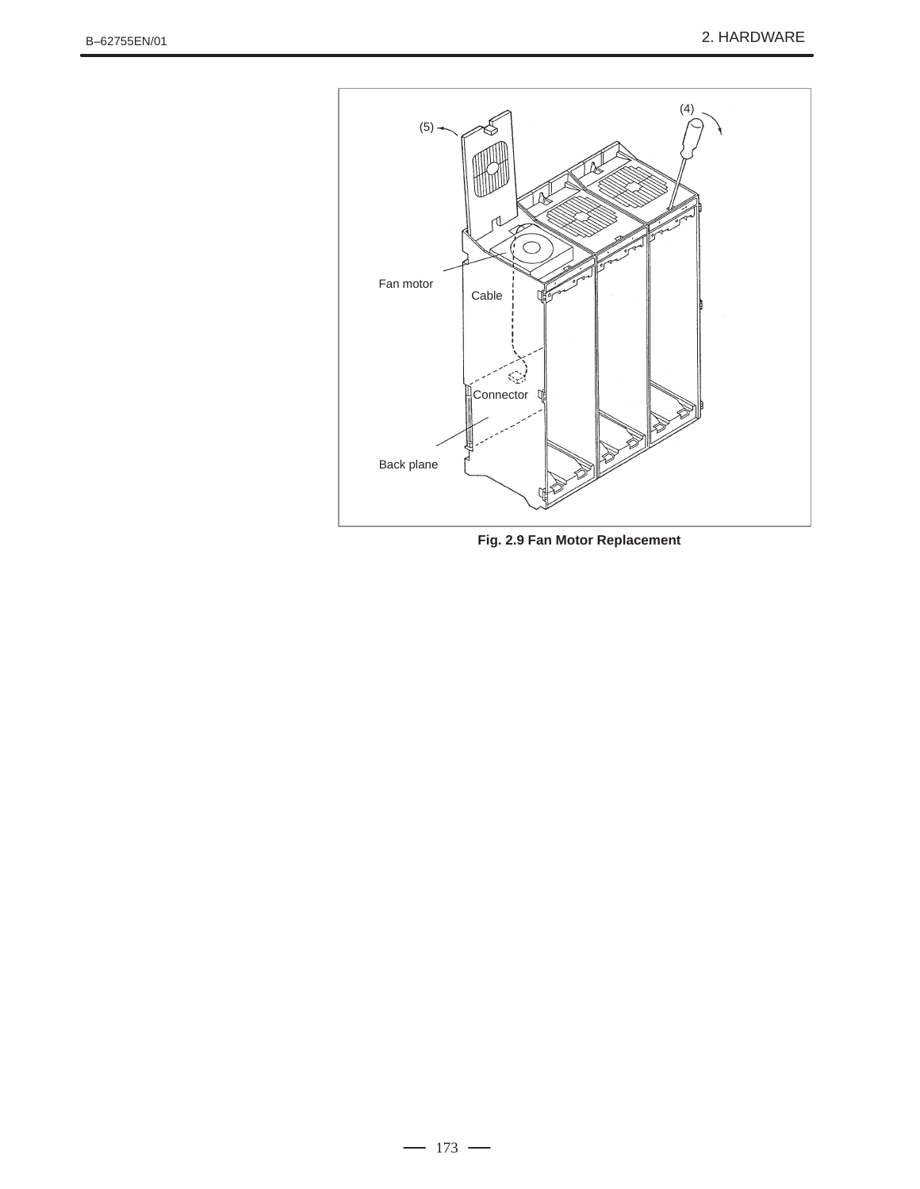(4)

(5)

Fan motor

Cable

Connector

Back plane

**Fig. 2.9 Fan Motor Replacement**